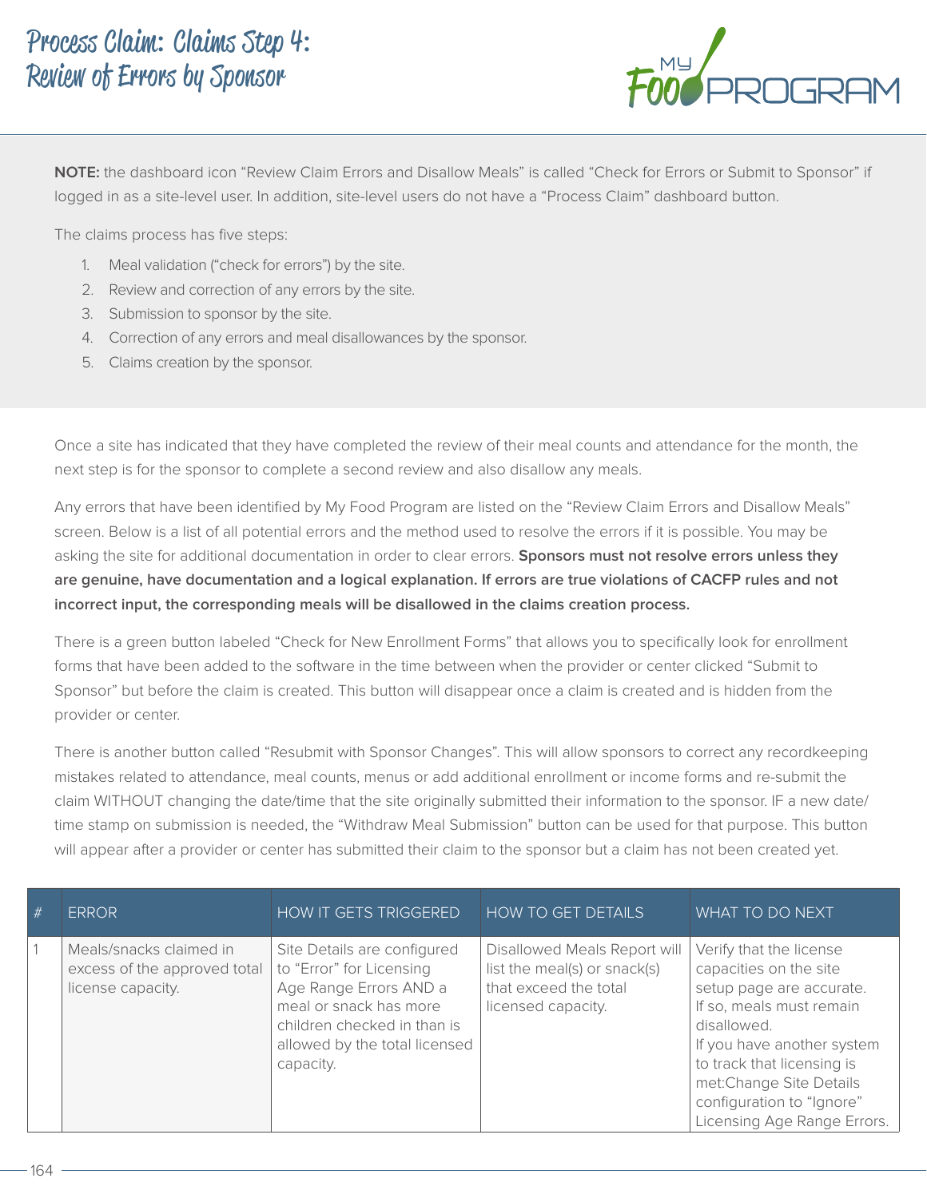# Process Claim: Claims Step 4: Review of Errors by Sponsor

**NOTE:** the dashboard icon "Review Claim Errors and Disallow Meals" is called "Check for Errors or Submit to Sponsor" if logged in as a site-level user. In addition, site-level users do not have a "Process Claim" dashboard button.

The claims process has five steps:

1. Meal validation ("check for errors") by the site.
2. Review and correction of any errors by the site.
3. Submission to sponsor by the site.
4. Correction of any errors and meal disallowances by the sponsor.
5. Claims creation by the sponsor.

Once a site has indicated that they have completed the review of their meal counts and attendance for the month, the next step is for the sponsor to complete a second review and also disallow any meals.

Any errors that have been identified by My Food Program are listed on the "Review Claim Errors and Disallow Meals" screen. Below is a list of all potential errors and the method used to resolve the errors if it is possible. You may be asking the site for additional documentation in order to clear errors. **Sponsors must not resolve errors unless they are genuine, have documentation and a logical explanation. If errors are true violations of CACFP rules and not incorrect input, the corresponding meals will be disallowed in the claims creation process.**

There is a green button labeled "Check for New Enrollment Forms" that allows you to specifically look for enrollment forms that have been added to the software in the time between when the provider or center clicked "Submit to Sponsor" but before the claim is created. This button will disappear once a claim is created and is hidden from the provider or center.

There is another button called "Resubmit with Sponsor Changes". This will allow sponsors to correct any recordkeeping mistakes related to attendance, meal counts, menus or add additional enrollment or income forms and re-submit the claim WITHOUT changing the date/time that the site originally submitted their information to the sponsor. IF a new date/time stamp on submission is needed, the "Withdraw Meal Submission" button can be used for that purpose. This button will appear after a provider or center has submitted their claim to the sponsor but a claim has not been created yet.

| # | ERROR | HOW IT GETS TRIGGERED | HOW TO GET DETAILS | WHAT TO DO NEXT |
|---|---|---|---|---|
| 1 | Meals/snacks claimed in excess of the approved total license capacity. | Site Details are configured to "Error" for Licensing Age Range Errors AND a meal or snack has more children checked in than is allowed by the total licensed capacity. | Disallowed Meals Report will list the meal(s) or snack(s) that exceed the total licensed capacity. | Verify that the license capacities on the site setup page are accurate. If so, meals must remain disallowed.<br>If you have another system to track that licensing is met:Change Site Details configuration to "Ignore" Licensing Age Range Errors. |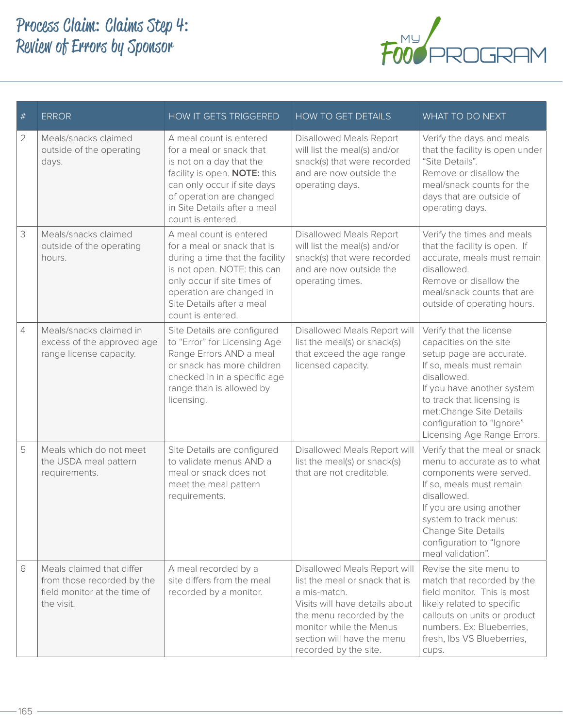# Process Claim: Claims Step 4: Review of Errors by Sponsor

| # | ERROR | HOW IT GETS TRIGGERED | HOW TO GET DETAILS | WHAT TO DO NEXT |
|---|---|---|---|---|
| 2 | Meals/snacks claimed outside of the operating days. | A meal count is entered for a meal or snack that is not on a day that the facility is open. **NOTE:** this can only occur if site days of operation are changed in Site Details after a meal count is entered. | Disallowed Meals Report will list the meal(s) and/or snack(s) that were recorded and are now outside the operating days. | Verify the days and meals that the facility is open under "Site Details". Remove or disallow the meal/snack counts for the days that are outside of operating days. |
| 3 | Meals/snacks claimed outside of the operating hours. | A meal count is entered for a meal or snack that is during a time that the facility is not open. NOTE: this can only occur if site times of operation are changed in Site Details after a meal count is entered. | Disallowed Meals Report will list the meal(s) and/or snack(s) that were recorded and are now outside the operating times. | Verify the times and meals that the facility is open. If accurate, meals must remain disallowed. Remove or disallow the meal/snack counts that are outside of operating hours. |
| 4 | Meals/snacks claimed in excess of the approved age range license capacity. | Site Details are configured to "Error" for Licensing Age Range Errors AND a meal or snack has more children checked in in a specific age range than is allowed by licensing. | Disallowed Meals Report will list the meal(s) or snack(s) that exceed the age range licensed capacity. | Verify that the license capacities on the site setup page are accurate. If so, meals must remain disallowed. If you have another system to track that licensing is met:Change Site Details configuration to "Ignore" Licensing Age Range Errors. |
| 5 | Meals which do not meet the USDA meal pattern requirements. | Site Details are configured to validate menus AND a meal or snack does not meet the meal pattern requirements. | Disallowed Meals Report will list the meal(s) or snack(s) that are not creditable. | Verify that the meal or snack menu to accurate as to what components were served. If so, meals must remain disallowed. If you are using another system to track menus: Change Site Details configuration to "Ignore meal validation". |
| 6 | Meals claimed that differ from those recorded by the field monitor at the time of the visit. | A meal recorded by a site differs from the meal recorded by a monitor. | Disallowed Meals Report will list the meal or snack that is a mis-match. Visits will have details about the menu recorded by the monitor while the Menus section will have the menu recorded by the site. | Revise the site menu to match that recorded by the field monitor. This is most likely related to specific callouts on units or product numbers. Ex: Blueberries, fresh, lbs VS Blueberries, cups. |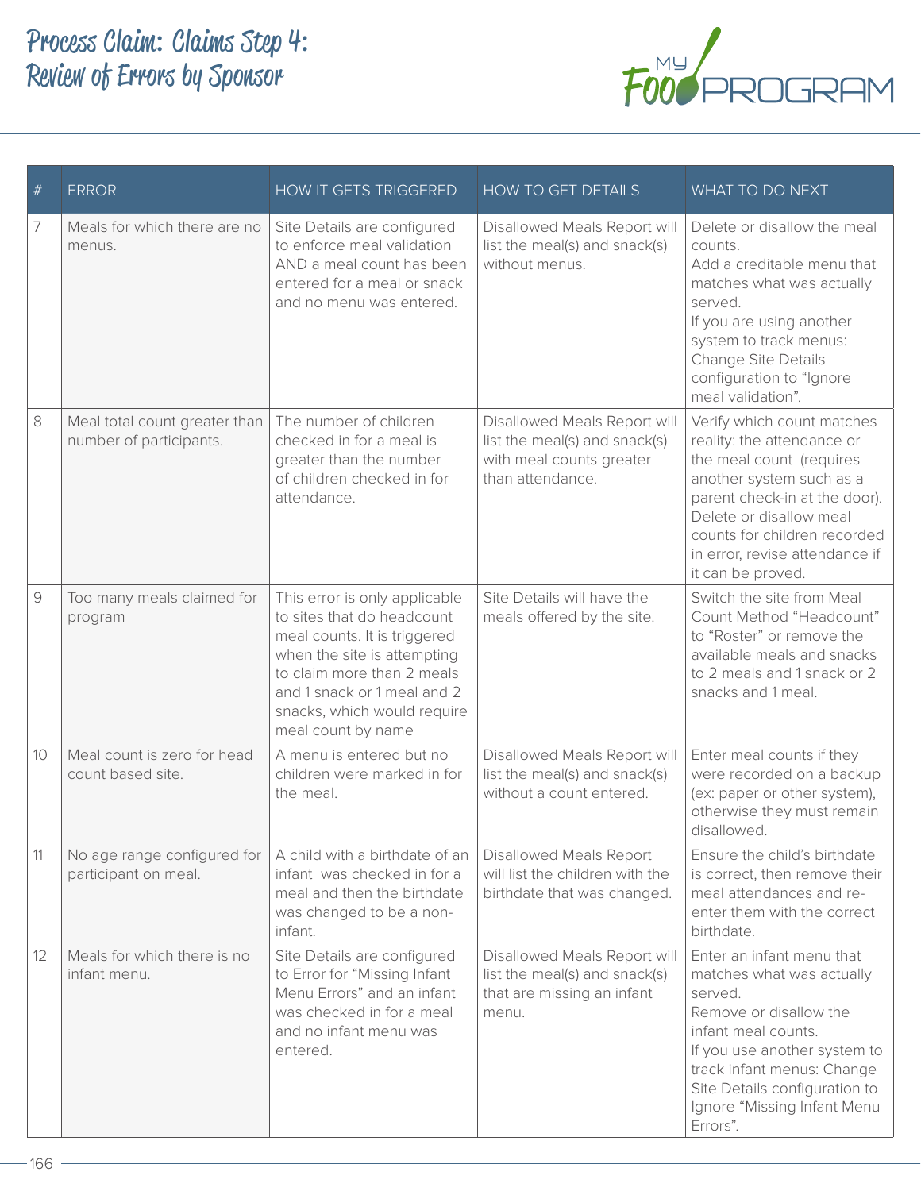# Process Claim: Claims Step 4: Review of Errors by Sponsor

| # | ERROR | HOW IT GETS TRIGGERED | HOW TO GET DETAILS | WHAT TO DO NEXT |
|---|---|---|---|---|
| 7 | Meals for which there are no menus. | Site Details are configured to enforce meal validation AND a meal count has been entered for a meal or snack and no menu was entered. | Disallowed Meals Report will list the meal(s) and snack(s) without menus. | Delete or disallow the meal counts.<br>Add a creditable menu that matches what was actually served.<br>If you are using another system to track menus: Change Site Details configuration to "Ignore meal validation". |
| 8 | Meal total count greater than number of participants. | The number of children checked in for a meal is greater than the number of children checked in for attendance. | Disallowed Meals Report will list the meal(s) and snack(s) with meal counts greater than attendance. | Verify which count matches reality: the attendance or the meal count (requires another system such as a parent check-in at the door). Delete or disallow meal counts for children recorded in error, revise attendance if it can be proved. |
| 9 | Too many meals claimed for program | This error is only applicable to sites that do headcount meal counts. It is triggered when the site is attempting to claim more than 2 meals and 1 snack or 1 meal and 2 snacks, which would require meal count by name | Site Details will have the meals offered by the site. | Switch the site from Meal Count Method "Headcount" to "Roster" or remove the available meals and snacks to 2 meals and 1 snack or 2 snacks and 1 meal. |
| 10 | Meal count is zero for head count based site. | A menu is entered but no children were marked in for the meal. | Disallowed Meals Report will list the meal(s) and snack(s) without a count entered. | Enter meal counts if they were recorded on a backup (ex: paper or other system), otherwise they must remain disallowed. |
| 11 | No age range configured for participant on meal. | A child with a birthdate of an infant was checked in for a meal and then the birthdate was changed to be a non-infant. | Disallowed Meals Report will list the children with the birthdate that was changed. | Ensure the child's birthdate is correct, then remove their meal attendances and re-enter them with the correct birthdate. |
| 12 | Meals for which there is no infant menu. | Site Details are configured to Error for "Missing Infant Menu Errors" and an infant was checked in for a meal and no infant menu was entered. | Disallowed Meals Report will list the meal(s) and snack(s) that are missing an infant menu. | Enter an infant menu that matches what was actually served.<br>Remove or disallow the infant meal counts.<br>If you use another system to track infant menus: Change Site Details configuration to Ignore "Missing Infant Menu Errors". |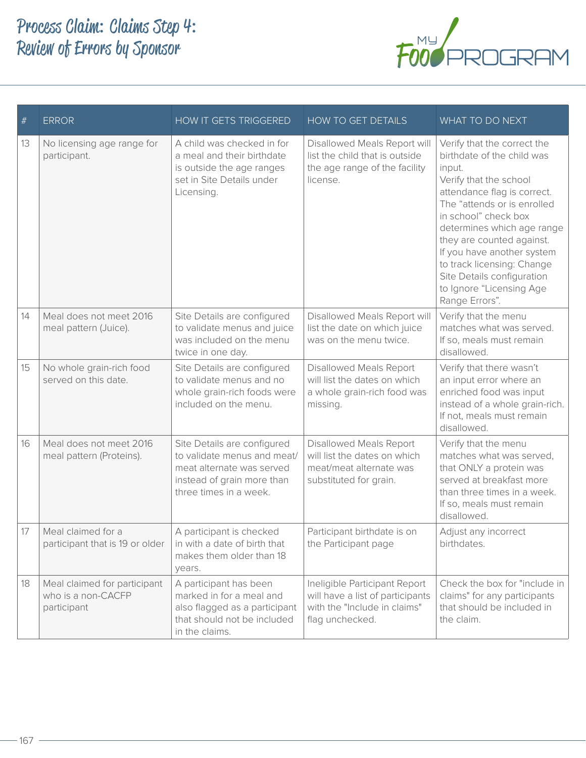# Process Claim: Claims Step 4: Review of Errors by Sponsor

| # | ERROR | HOW IT GETS TRIGGERED | HOW TO GET DETAILS | WHAT TO DO NEXT |
|---|---|---|---|---|
| 13 | No licensing age range for participant. | A child was checked in for a meal and their birthdate is outside the age ranges set in Site Details under Licensing. | Disallowed Meals Report will list the child that is outside the age range of the facility license. | Verify that the correct the birthdate of the child was input. Verify that the school attendance flag is correct. The "attends or is enrolled in school" check box determines which age range they are counted against. If you have another system to track licensing: Change Site Details configuration to Ignore "Licensing Age Range Errors". |
| 14 | Meal does not meet 2016 meal pattern (Juice). | Site Details are configured to validate menus and juice was included on the menu twice in one day. | Disallowed Meals Report will list the date on which juice was on the menu twice. | Verify that the menu matches what was served. If so, meals must remain disallowed. |
| 15 | No whole grain-rich food served on this date. | Site Details are configured to validate menus and no whole grain-rich foods were included on the menu. | Disallowed Meals Report will list the dates on which a whole grain-rich food was missing. | Verify that there wasn't an input error where an enriched food was input instead of a whole grain-rich. If not, meals must remain disallowed. |
| 16 | Meal does not meet 2016 meal pattern (Proteins). | Site Details are configured to validate menus and meat/meat alternate was served instead of grain more than three times in a week. | Disallowed Meals Report will list the dates on which meat/meat alternate was substituted for grain. | Verify that the menu matches what was served, that ONLY a protein was served at breakfast more than three times in a week. If so, meals must remain disallowed. |
| 17 | Meal claimed for a participant that is 19 or older | A participant is checked in with a date of birth that makes them older than 18 years. | Participant birthdate is on the Participant page | Adjust any incorrect birthdates. |
| 18 | Meal claimed for participant who is a non-CACFP participant | A participant has been marked in for a meal and also flagged as a participant that should not be included in the claims. | Ineligible Participant Report will have a list of participants with the "Include in claims" flag unchecked. | Check the box for "include in claims" for any participants that should be included in the claim. |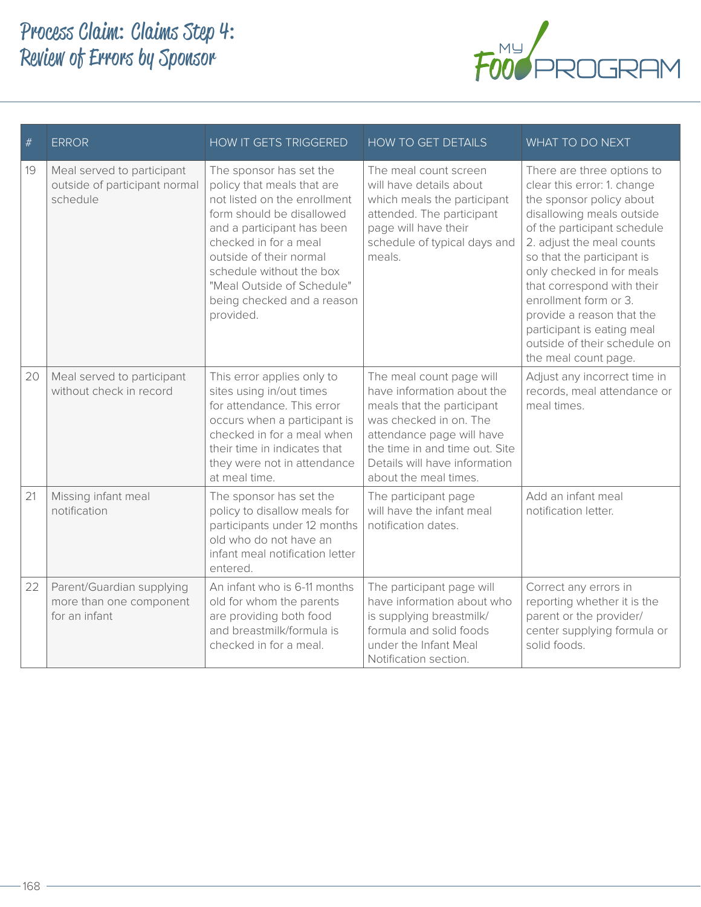# Process Claim: Claims Step 4: Review of Errors by Sponsor

| # | ERROR | HOW IT GETS TRIGGERED | HOW TO GET DETAILS | WHAT TO DO NEXT |
|---|---|---|---|---|
| 19 | Meal served to participant outside of participant normal schedule | The sponsor has set the policy that meals that are not listed on the enrollment form should be disallowed and a participant has been checked in for a meal outside of their normal schedule without the box "Meal Outside of Schedule" being checked and a reason provided. | The meal count screen will have details about which meals the participant attended. The participant page will have their schedule of typical days and meals. | There are three options to clear this error: 1. change the sponsor policy about disallowing meals outside of the participant schedule 2. adjust the meal counts so that the participant is only checked in for meals that correspond with their enrollment form or 3. provide a reason that the participant is eating meal outside of their schedule on the meal count page. |
| 20 | Meal served to participant without check in record | This error applies only to sites using in/out times for attendance. This error occurs when a participant is checked in for a meal when their time in indicates that they were not in attendance at meal time. | The meal count page will have information about the meals that the participant was checked in on. The attendance page will have the time in and time out. Site Details will have information about the meal times. | Adjust any incorrect time in records, meal attendance or meal times. |
| 21 | Missing infant meal notification | The sponsor has set the policy to disallow meals for participants under 12 months old who do not have an infant meal notification letter entered. | The participant page will have the infant meal notification dates. | Add an infant meal notification letter. |
| 22 | Parent/Guardian supplying more than one component for an infant | An infant who is 6-11 months old for whom the parents are providing both food and breastmilk/formula is checked in for a meal. | The participant page will have information about who is supplying breastmilk/ formula and solid foods under the Infant Meal Notification section. | Correct any errors in reporting whether it is the parent or the provider/ center supplying formula or solid foods. |